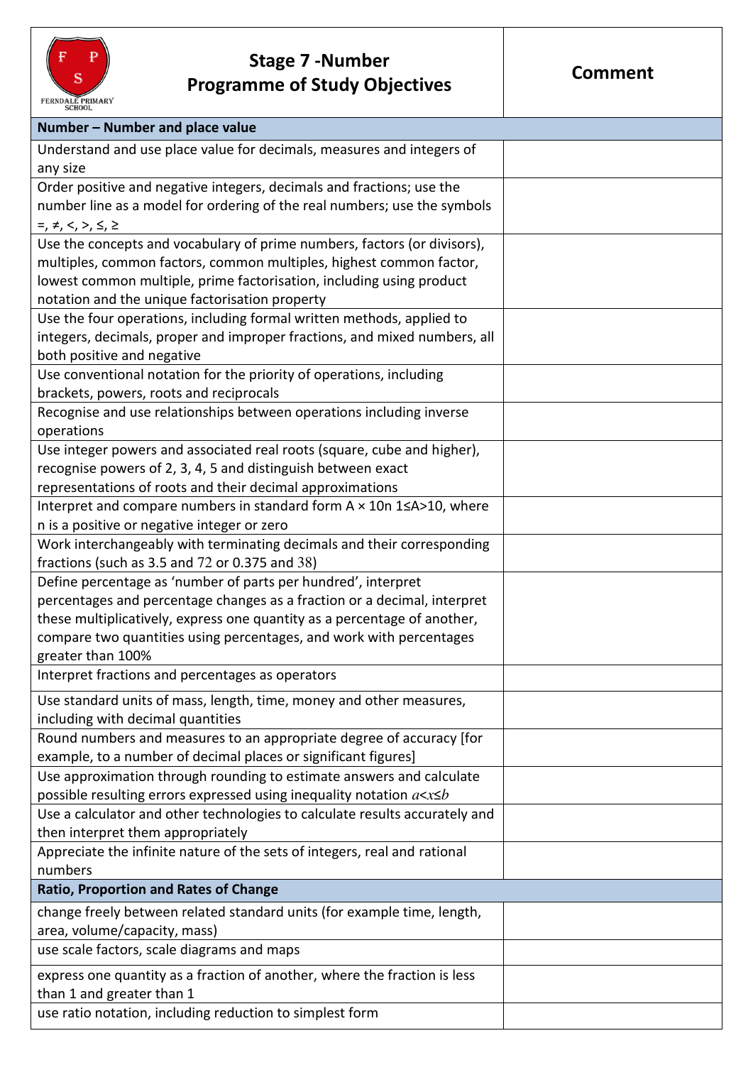| Stage 7 -Number<br>Programme of Study Objectives | Comment |
|---|---|
| **Number – Number and place value** | |
| Understand and use place value for decimals, measures and integers of any size | |
| Order positive and negative integers, decimals and fractions; use the number line as a model for ordering of the real numbers; use the symbols =, ≠, <, >, ≤, ≥ | |
| Use the concepts and vocabulary of prime numbers, factors (or divisors), multiples, common factors, common multiples, highest common factor, lowest common multiple, prime factorisation, including using product notation and the unique factorisation property | |
| Use the four operations, including formal written methods, applied to integers, decimals, proper and improper fractions, and mixed numbers, all both positive and negative | |
| Use conventional notation for the priority of operations, including brackets, powers, roots and reciprocals | |
| Recognise and use relationships between operations including inverse operations | |
| Use integer powers and associated real roots (square, cube and higher), recognise powers of 2, 3, 4, 5 and distinguish between exact representations of roots and their decimal approximations | |
| Interpret and compare numbers in standard form A × 10n 1≤A>10, where n is a positive or negative integer or zero | |
| Work interchangeably with terminating decimals and their corresponding fractions (such as 3.5 and 72 or 0.375 and 38) | |
| Define percentage as 'number of parts per hundred', interpret percentages and percentage changes as a fraction or a decimal, interpret these multiplicatively, express one quantity as a percentage of another, compare two quantities using percentages, and work with percentages greater than 100% | |
| Interpret fractions and percentages as operators | |
| Use standard units of mass, length, time, money and other measures, including with decimal quantities | |
| Round numbers and measures to an appropriate degree of accuracy [for example, to a number of decimal places or significant figures] | |
| Use approximation through rounding to estimate answers and calculate possible resulting errors expressed using inequality notation $a<x≤b$ | |
| Use a calculator and other technologies to calculate results accurately and then interpret them appropriately | |
| Appreciate the infinite nature of the sets of integers, real and rational numbers | |
| **Ratio, Proportion and Rates of Change** | |
| change freely between related standard units (for example time, length, area, volume/capacity, mass) | |
| use scale factors, scale diagrams and maps | |
| express one quantity as a fraction of another, where the fraction is less than 1 and greater than 1 | |
| use ratio notation, including reduction to simplest form | |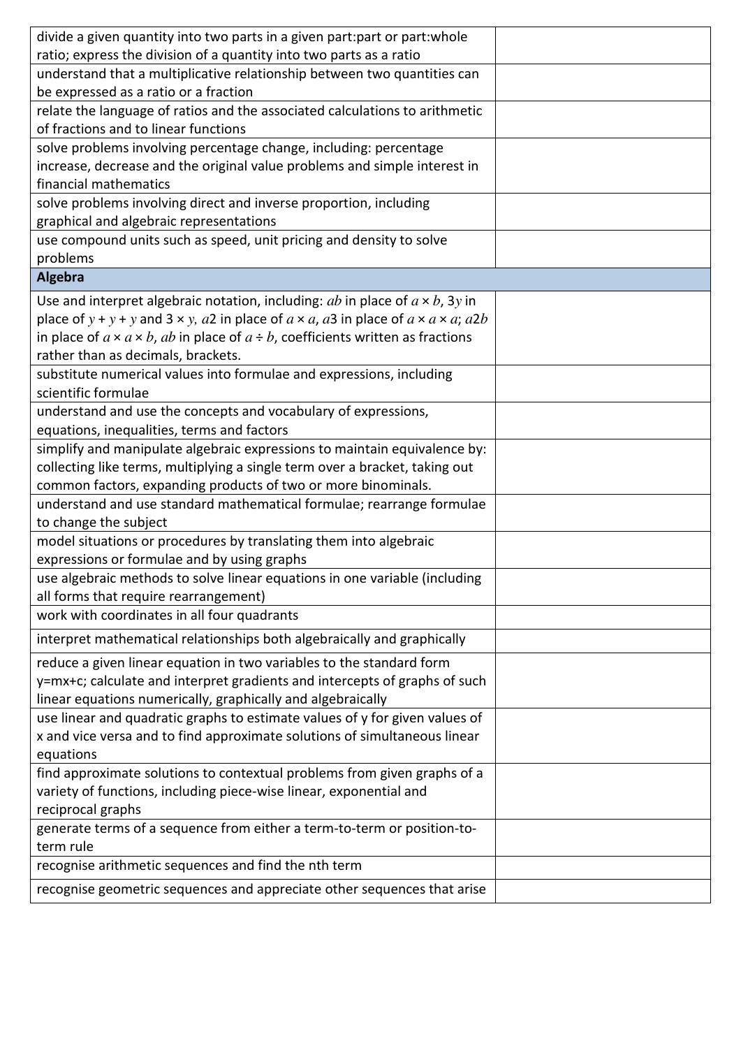| | |
|---|---|
| divide a given quantity into two parts in a given part:part or part:whole ratio; express the division of a quantity into two parts as a ratio | |
| understand that a multiplicative relationship between two quantities can be expressed as a ratio or a fraction | |
| relate the language of ratios and the associated calculations to arithmetic of fractions and to linear functions | |
| solve problems involving percentage change, including: percentage increase, decrease and the original value problems and simple interest in financial mathematics | |
| solve problems involving direct and inverse proportion, including graphical and algebraic representations | |
| use compound units such as speed, unit pricing and density to solve problems | |
| **Algebra** | |
| Use and interpret algebraic notation, including: $ab$ in place of $a \times b$, $3y$ in place of $y + y + y$ and $3 \times y$, $a2$ in place of $a \times a$, $a3$ in place of $a \times a \times a$; $a2b$ in place of $a \times a \times b$, $ab$ in place of $a \div b$, coefficients written as fractions rather than as decimals, brackets. | |
| substitute numerical values into formulae and expressions, including scientific formulae | |
| understand and use the concepts and vocabulary of expressions, equations, inequalities, terms and factors | |
| simplify and manipulate algebraic expressions to maintain equivalence by: collecting like terms, multiplying a single term over a bracket, taking out common factors, expanding products of two or more binominals. | |
| understand and use standard mathematical formulae; rearrange formulae to change the subject | |
| model situations or procedures by translating them into algebraic expressions or formulae and by using graphs | |
| use algebraic methods to solve linear equations in one variable (including all forms that require rearrangement) | |
| work with coordinates in all four quadrants | |
| interpret mathematical relationships both algebraically and graphically | |
| reduce a given linear equation in two variables to the standard form y=mx+c; calculate and interpret gradients and intercepts of graphs of such linear equations numerically, graphically and algebraically | |
| use linear and quadratic graphs to estimate values of y for given values of x and vice versa and to find approximate solutions of simultaneous linear equations | |
| find approximate solutions to contextual problems from given graphs of a variety of functions, including piece-wise linear, exponential and reciprocal graphs | |
| generate terms of a sequence from either a term-to-term or position-to-term rule | |
| recognise arithmetic sequences and find the nth term | |
| recognise geometric sequences and appreciate other sequences that arise | |